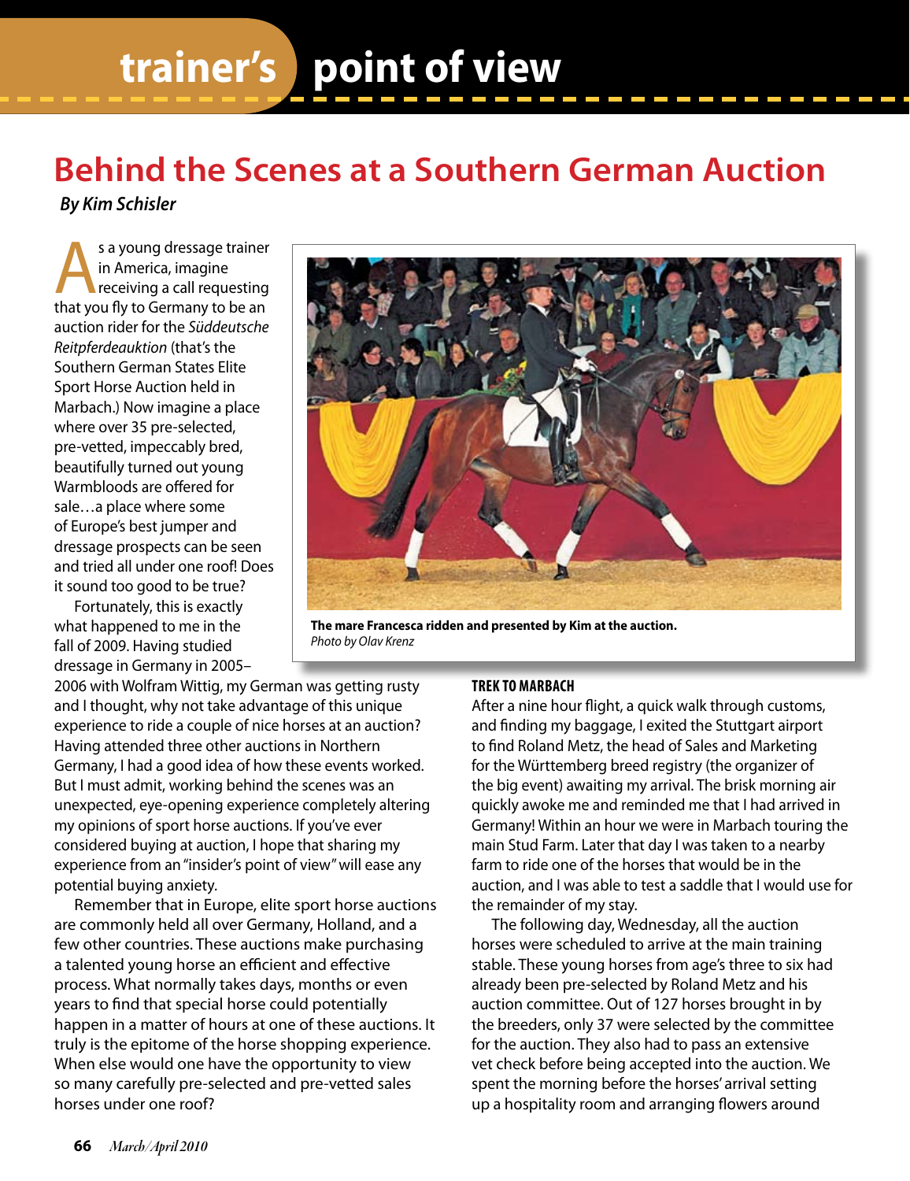trainer's point of view

# Behind the Scenes at a Southern German Auction

**By Kim Schisler**

As a young dressage trainer in America, imagine receiving a call requesting that you fly to Germany to be an auction rider for the *Süddeutsche Reitpferdeauktion* (that's the Southern German States Elite Sport Horse Auction held in Marbach.) Now imagine a place where over 35 pre-selected, pre-vetted, impeccably bred, beautifully turned out young Warmbloods are offered for sale…a place where some of Europe's best jumper and dressage prospects can be seen and tried all under one roof! Does it sound too good to be true?

Fortunately, this is exactly what happened to me in the fall of 2009. Having studied dressage in Germany in 2005–2006 with Wolfram Wittig, my German was getting rusty and I thought, why not take advantage of this unique experience to ride a couple of nice horses at an auction? Having attended three other auctions in Northern Germany, I had a good idea of how these events worked. But I must admit, working behind the scenes was an unexpected, eye-opening experience completely altering my opinions of sport horse auctions. If you've ever considered buying at auction, I hope that sharing my experience from an "insider's point of view" will ease any potential buying anxiety.

Remember that in Europe, elite sport horse auctions are commonly held all over Germany, Holland, and a few other countries. These auctions make purchasing a talented young horse an efficient and effective process. What normally takes days, months or even years to find that special horse could potentially happen in a matter of hours at one of these auctions. It truly is the epitome of the horse shopping experience. When else would one have the opportunity to view so many carefully pre-selected and pre-vetted sales horses under one roof?

**The mare Francesca ridden and presented by Kim at the auction.**
*Photo by Olav Krenz*

### TREK TO MARBACH

After a nine hour flight, a quick walk through customs, and finding my baggage, I exited the Stuttgart airport to find Roland Metz, the head of Sales and Marketing for the Württemberg breed registry (the organizer of the big event) awaiting my arrival. The brisk morning air quickly awoke me and reminded me that I had arrived in Germany! Within an hour we were in Marbach touring the main Stud Farm. Later that day I was taken to a nearby farm to ride one of the horses that would be in the auction, and I was able to test a saddle that I would use for the remainder of my stay.

The following day, Wednesday, all the auction horses were scheduled to arrive at the main training stable. These young horses from age's three to six had already been pre-selected by Roland Metz and his auction committee. Out of 127 horses brought in by the breeders, only 37 were selected by the committee for the auction. They also had to pass an extensive vet check before being accepted into the auction. We spent the morning before the horses' arrival setting up a hospitality room and arranging flowers around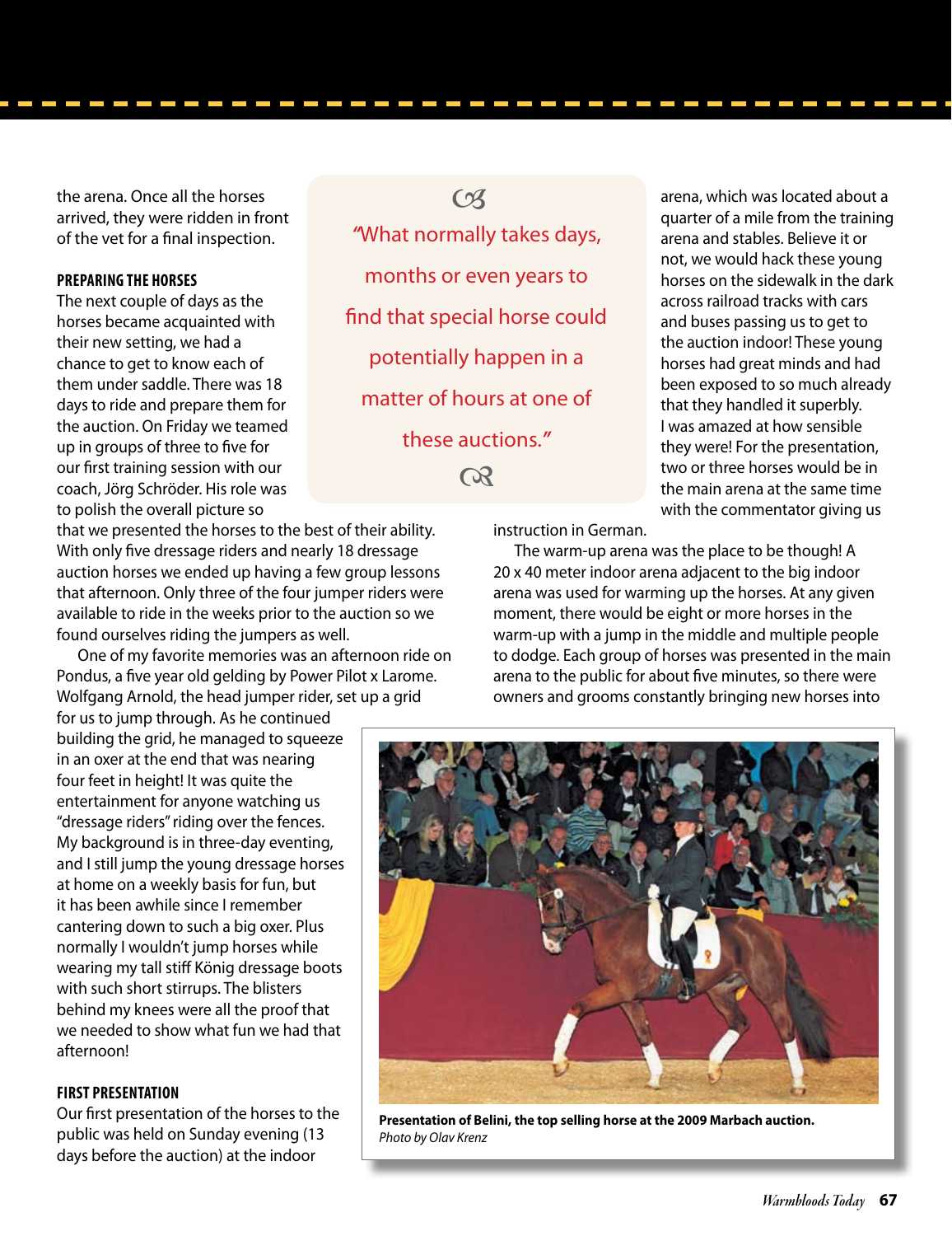the arena. Once all the horses arrived, they were ridden in front of the vet for a final inspection.

> "What normally takes days, months or even years to find that special horse could potentially happen in a matter of hours at one of these auctions."

## PREPARING THE HORSES

The next couple of days as the horses became acquainted with their new setting, we had a chance to get to know each of them under saddle. There was 18 days to ride and prepare them for the auction. On Friday we teamed up in groups of three to five for our first training session with our coach, Jörg Schröder. His role was to polish the overall picture so that we presented the horses to the best of their ability. With only five dressage riders and nearly 18 dressage auction horses we ended up having a few group lessons that afternoon. Only three of the four jumper riders were available to ride in the weeks prior to the auction so we found ourselves riding the jumpers as well.

One of my favorite memories was an afternoon ride on Pondus, a five year old gelding by Power Pilot x Larome. Wolfgang Arnold, the head jumper rider, set up a grid for us to jump through. As he continued building the grid, he managed to squeeze in an oxer at the end that was nearing four feet in height! It was quite the entertainment for anyone watching us "dressage riders" riding over the fences. My background is in three-day eventing, and I still jump the young dressage horses at home on a weekly basis for fun, but it has been awhile since I remember cantering down to such a big oxer. Plus normally I wouldn't jump horses while wearing my tall stiff König dressage boots with such short stirrups. The blisters behind my knees were all the proof that we needed to show what fun we had that afternoon!

## FIRST PRESENTATION

Our first presentation of the horses to the public was held on Sunday evening (13 days before the auction) at the indoor arena, which was located about a quarter of a mile from the training arena and stables. Believe it or not, we would hack these young horses on the sidewalk in the dark across railroad tracks with cars and buses passing us to get to the auction indoor! These young horses had great minds and had been exposed to so much already that they handled it superbly. I was amazed at how sensible they were! For the presentation, two or three horses would be in the main arena at the same time with the commentator giving us instruction in German.

The warm-up arena was the place to be though! A 20 x 40 meter indoor arena adjacent to the big indoor arena was used for warming up the horses. At any given moment, there would be eight or more horses in the warm-up with a jump in the middle and multiple people to dodge. Each group of horses was presented in the main arena to the public for about five minutes, so there were owners and grooms constantly bringing new horses into

**Presentation of Belini, the top selling horse at the 2009 Marbach auction.**
*Photo by Olav Krenz*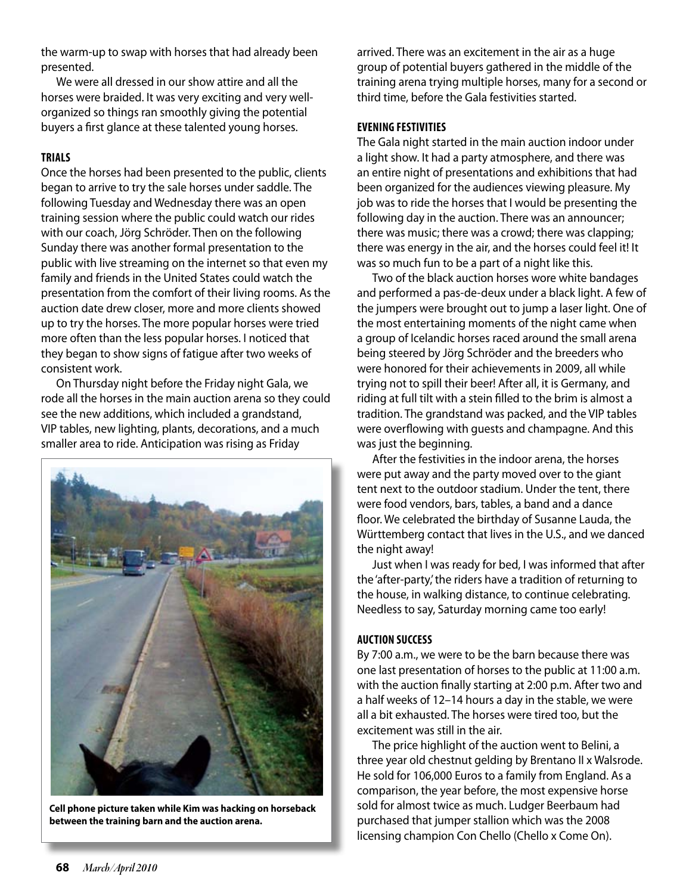the warm-up to swap with horses that had already been presented.

We were all dressed in our show attire and all the horses were braided. It was very exciting and very well-organized so things ran smoothly giving the potential buyers a first glance at these talented young horses.

### TRIALS

Once the horses had been presented to the public, clients began to arrive to try the sale horses under saddle. The following Tuesday and Wednesday there was an open training session where the public could watch our rides with our coach, Jörg Schröder. Then on the following Sunday there was another formal presentation to the public with live streaming on the internet so that even my family and friends in the United States could watch the presentation from the comfort of their living rooms. As the auction date drew closer, more and more clients showed up to try the horses. The more popular horses were tried more often than the less popular horses. I noticed that they began to show signs of fatigue after two weeks of consistent work.

On Thursday night before the Friday night Gala, we rode all the horses in the main auction arena so they could see the new additions, which included a grandstand, VIP tables, new lighting, plants, decorations, and a much smaller area to ride. Anticipation was rising as Friday arrived. There was an excitement in the air as a huge group of potential buyers gathered in the middle of the training arena trying multiple horses, many for a second or third time, before the Gala festivities started.

**Cell phone picture taken while Kim was hacking on horseback between the training barn and the auction arena.**

### EVENING FESTIVITIES

The Gala night started in the main auction indoor under a light show. It had a party atmosphere, and there was an entire night of presentations and exhibitions that had been organized for the audiences viewing pleasure. My job was to ride the horses that I would be presenting the following day in the auction. There was an announcer; there was music; there was a crowd; there was clapping; there was energy in the air, and the horses could feel it! It was so much fun to be a part of a night like this.

Two of the black auction horses wore white bandages and performed a pas-de-deux under a black light. A few of the jumpers were brought out to jump a laser light. One of the most entertaining moments of the night came when a group of Icelandic horses raced around the small arena being steered by Jörg Schröder and the breeders who were honored for their achievements in 2009, all while trying not to spill their beer! After all, it is Germany, and riding at full tilt with a stein filled to the brim is almost a tradition. The grandstand was packed, and the VIP tables were overflowing with guests and champagne. And this was just the beginning.

After the festivities in the indoor arena, the horses were put away and the party moved over to the giant tent next to the outdoor stadium. Under the tent, there were food vendors, bars, tables, a band and a dance floor. We celebrated the birthday of Susanne Lauda, the Württemberg contact that lives in the U.S., and we danced the night away!

Just when I was ready for bed, I was informed that after the 'after-party,' the riders have a tradition of returning to the house, in walking distance, to continue celebrating. Needless to say, Saturday morning came too early!

### AUCTION SUCCESS

By 7:00 a.m., we were to be the barn because there was one last presentation of horses to the public at 11:00 a.m. with the auction finally starting at 2:00 p.m. After two and a half weeks of 12–14 hours a day in the stable, we were all a bit exhausted. The horses were tired too, but the excitement was still in the air.

The price highlight of the auction went to Belini, a three year old chestnut gelding by Brentano II x Walsrode. He sold for 106,000 Euros to a family from England. As a comparison, the year before, the most expensive horse sold for almost twice as much. Ludger Beerbaum had purchased that jumper stallion which was the 2008 licensing champion Con Chello (Chello x Come On).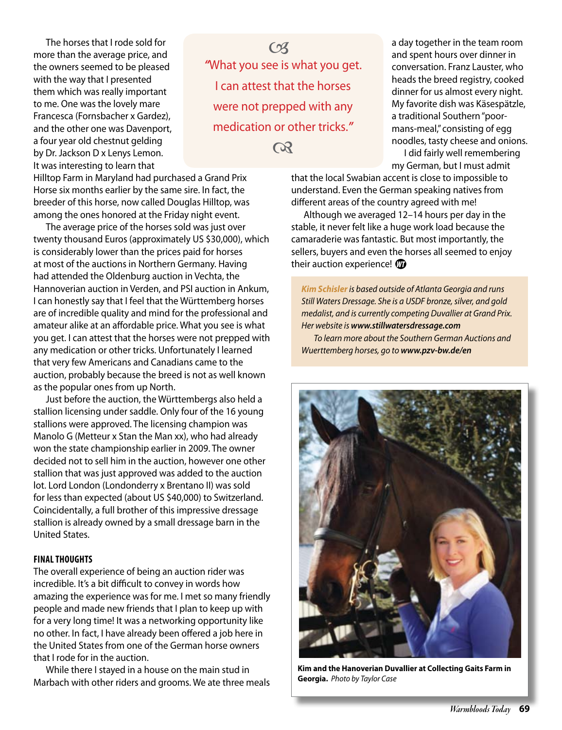The horses that I rode sold for more than the average price, and the owners seemed to be pleased with the way that I presented them which was really important to me. One was the lovely mare Francesca (Fornsbacher x Gardez), and the other one was Davenport, a four year old chestnut gelding by Dr. Jackson D x Lenys Lemon. It was interesting to learn that Hilltop Farm in Maryland had purchased a Grand Prix Horse six months earlier by the same sire. In fact, the breeder of this horse, now called Douglas Hilltop, was among the ones honored at the Friday night event.

> "What you see is what you get. I can attest that the horses were not prepped with any medication or other tricks."

The average price of the horses sold was just over twenty thousand Euros (approximately US $30,000), which is considerably lower than the prices paid for horses at most of the auctions in Northern Germany. Having had attended the Oldenburg auction in Vechta, the Hannoverian auction in Verden, and PSI auction in Ankum, I can honestly say that I feel that the Württemberg horses are of incredible quality and mind for the professional and amateur alike at an affordable price. What you see is what you get. I can attest that the horses were not prepped with any medication or other tricks. Unfortunately I learned that very few Americans and Canadians came to the auction, probably because the breed is not as well known as the popular ones from up North.

Just before the auction, the Württembergs also held a stallion licensing under saddle. Only four of the 16 young stallions were approved. The licensing champion was Manolo G (Metteur x Stan the Man xx), who had already won the state championship earlier in 2009. The owner decided not to sell him in the auction, however one other stallion that was just approved was added to the auction lot. Lord London (Londonderry x Brentano II) was sold for less than expected (about US $40,000) to Switzerland. Coincidentally, a full brother of this impressive dressage stallion is already owned by a small dressage barn in the United States.

## FINAL THOUGHTS

The overall experience of being an auction rider was incredible. It's a bit difficult to convey in words how amazing the experience was for me. I met so many friendly people and made new friends that I plan to keep up with for a very long time! It was a networking opportunity like no other. In fact, I have already been offered a job here in the United States from one of the German horse owners that I rode for in the auction.

While there I stayed in a house on the main stud in Marbach with other riders and grooms. We ate three meals a day together in the team room and spent hours over dinner in conversation. Franz Lauster, who heads the breed registry, cooked dinner for us almost every night. My favorite dish was Käsespätzle, a traditional Southern "poor-mans-meal," consisting of egg noodles, tasty cheese and onions.

I did fairly well remembering my German, but I must admit that the local Swabian accent is close to impossible to understand. Even the German speaking natives from different areas of the country agreed with me!

Although we averaged 12–14 hours per day in the stable, it never felt like a huge work load because the camaraderie was fantastic. But most importantly, the sellers, buyers and even the horses all seemed to enjoy their auction experience!

*Kim Schisler is based outside of Atlanta Georgia and runs Still Waters Dressage. She is a USDF bronze, silver, and gold medalist, and is currently competing Duvallier at Grand Prix. Her website is **www.stillwatersdressage.com***

*To learn more about the Southern German Auctions and Wuerttemberg horses, go to **www.pzv-bw.de/en***

**Kim and the Hanoverian Duvallier at Collecting Gaits Farm in Georgia.** *Photo by Taylor Case*